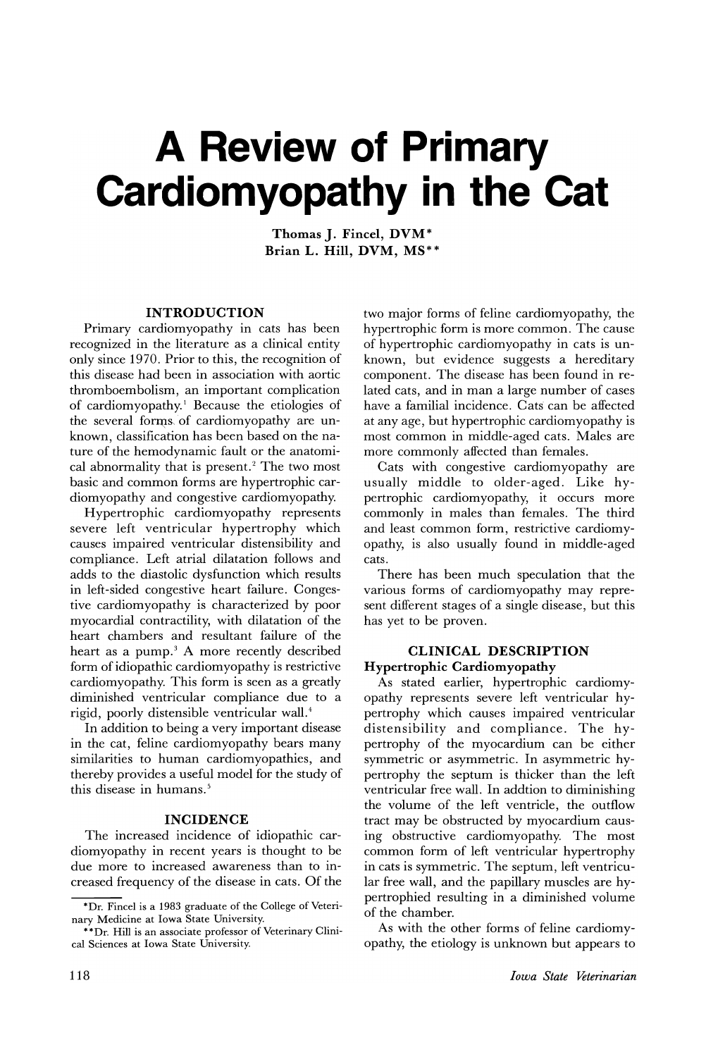# A Review of Primary Cardiomyopathy in the Cat

**Thomas J. Fincel, DVM***
**Brian L. Hill, DVM, MS****

## INTRODUCTION

Primary cardiomyopathy in cats has been recognized in the literature as a clinical entity only since 1970. Prior to this, the recognition of this disease had been in association with aortic thromboembolism, an important complication of cardiomyopathy.[1] Because the etiologies of the several forms of cardiomyopathy are unknown, classification has been based on the nature of the hemodynamic fault or the anatomical abnormality that is present.[2] The two most basic and common forms are hypertrophic cardiomyopathy and congestive cardiomyopathy.

Hypertrophic cardiomyopathy represents severe left ventricular hypertrophy which causes impaired ventricular distensibility and compliance. Left atrial dilatation follows and adds to the diastolic dysfunction which results in left-sided congestive heart failure. Congestive cardiomyopathy is characterized by poor myocardial contractility, with dilatation of the heart chambers and resultant failure of the heart as a pump.[3] A more recently described form of idiopathic cardiomyopathy is restrictive cardiomyopathy. This form is seen as a greatly diminished ventricular compliance due to a rigid, poorly distensible ventricular wall.[4]

In addition to being a very important disease in the cat, feline cardiomyopathy bears many similarities to human cardiomyopathies, and thereby provides a useful model for the study of this disease in humans.[5]

## INCIDENCE

The increased incidence of idiopathic cardiomyopathy in recent years is thought to be due more to increased awareness than to increased frequency of the disease in cats. Of the two major forms of feline cardiomyopathy, the hypertrophic form is more common. The cause of hypertrophic cardiomyopathy in cats is unknown, but evidence suggests a hereditary component. The disease has been found in related cats, and in man a large number of cases have a familial incidence. Cats can be affected at any age, but hypertrophic cardiomyopathy is most common in middle-aged cats. Males are more commonly affected than females.

Cats with congestive cardiomyopathy are usually middle to older-aged. Like hypertrophic cardiomyopathy, it occurs more commonly in males than females. The third and least common form, restrictive cardiomyopathy, is also usually found in middle-aged cats.

There has been much speculation that the various forms of cardiomyopathy may represent different stages of a single disease, but this has yet to be proven.

## CLINICAL DESCRIPTION

### Hypertrophic Cardiomyopathy

As stated earlier, hypertrophic cardiomyopathy represents severe left ventricular hypertrophy which causes impaired ventricular distensibility and compliance. The hypertrophy of the myocardium can be either symmetric or asymmetric. In asymmetric hypertrophy the septum is thicker than the left ventricular free wall. In addtion to diminishing the volume of the left ventricle, the outflow tract may be obstructed by myocardium causing obstructive cardiomyopathy. The most common form of left ventricular hypertrophy in cats is symmetric. The septum, left ventricular free wall, and the papillary muscles are hypertrophied resulting in a diminished volume of the chamber.

As with the other forms of feline cardiomyopathy, the etiology is unknown but appears to

---

*Dr. Fincel is a 1983 graduate of the College of Veterinary Medicine at Iowa State University.

**Dr. Hill is an associate professor of Veterinary Clinical Sciences at Iowa State University.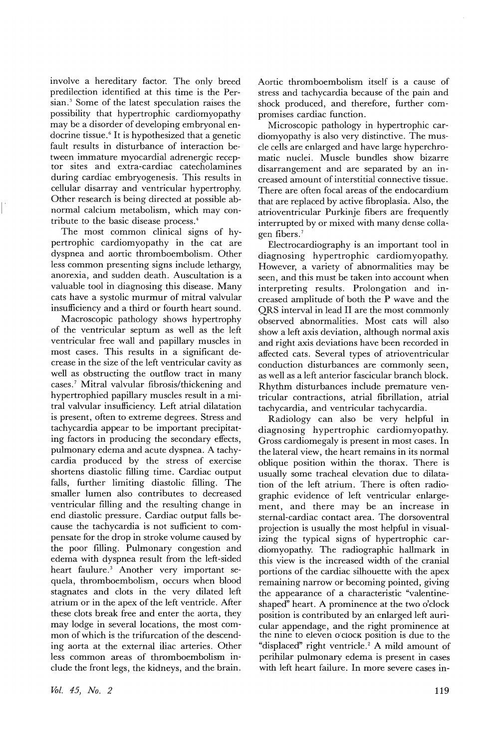involve a hereditary factor. The only breed predilection identified at this time is the Persian.[3] Some of the latest speculation raises the possibility that hypertrophic cardiomyopathy may be a disorder of developing embryonal endocrine tissue.[6] It is hypothesized that a genetic fault results in disturbance of interaction between immature myocardial adrenergic receptor sites and extra-cardiac catecholamines during cardiac embryogenesis. This results in cellular disarray and ventricular hypertrophy. Other research is being directed at possible abnormal calcium metabolism, which may contribute to the basic disease process.[4]

The most common clinical signs of hypertrophic cardiomyopathy in the cat are dyspnea and aortic thromboembolism. Other less common presenting signs include lethargy, anorexia, and sudden death. Auscultation is a valuable tool in diagnosing this disease. Many cats have a systolic murmur of mitral valvular insufficiency and a third or fourth heart sound.

Macroscopic pathology shows hypertrophy of the ventricular septum as well as the left ventricular free wall and papillary muscles in most cases. This results in a significant decrease in the size of the left ventricular cavity as well as obstructing the outflow tract in many cases.[7] Mitral valvular fibrosis/thickening and hypertrophied papillary muscles result in a mitral valvular insufficiency. Left atrial dilatation is present, often to extreme degrees. Stress and tachycardia appear to be important precipitating factors in producing the secondary effects, pulmonary edema and acute dyspnea. A tachycardia produced by the stress of exercise shortens diastolic filling time. Cardiac output falls, further limiting diastolic filling. The smaller lumen also contributes to decreased ventricular filling and the resulting change in end diastolic pressure. Cardiac output falls because the tachycardia is not sufficient to compensate for the drop in stroke volume caused by the poor filling. Pulmonary congestion and edema with dyspnea result from the left-sided heart faulure.[3] Another very important sequela, thromboembolism, occurs when blood stagnates and clots in the very dilated left atrium or in the apex of the left ventricle. After these clots break free and enter the aorta, they may lodge in several locations, the most common of which is the trifurcation of the descending aorta at the external iliac arteries. Other less common areas of thromboembolism include the front legs, the kidneys, and the brain. Aortic thromboembolism itself is a cause of stress and tachycardia because of the pain and shock produced, and therefore, further compromises cardiac function.

Microscopic pathology in hypertrophic cardiomyopathy is also very distinctive. The muscle cells are enlarged and have large hyperchromatic nuclei. Muscle bundles show bizarre disarrangement and are separated by an increased amount of interstitial connective tissue. There are often focal areas of the endocardium that are replaced by active fibroplasia. Also, the atrioventricular Purkinje fibers are frequently interrupted by or mixed with many dense collagen fibers.[7]

Electrocardiography is an important tool in diagnosing hypertrophic cardiomyopathy. However, a variety of abnormalities may be seen, and this must be taken into account when interpreting results. Prolongation and increased amplitude of both the P wave and the QRS interval in lead II are the most commonly observed abnormalities. Most cats will also show a left axis deviation, although normal axis and right axis deviations have been recorded in affected cats. Several types of atrioventricular conduction disturbances are commonly seen, as well as a left anterior fascicular branch block. Rhythm disturbances include premature ventricular contractions, atrial fibrillation, atrial tachycardia, and ventricular tachycardia.

Radiology can also be very helpful in diagnosing hypertrophic cardiomyopathy. Gross cardiomegaly is present in most cases. In the lateral view, the heart remains in its normal oblique position within the thorax. There is usually some tracheal elevation due to dilatation of the left atrium. There is often radiographic evidence of left ventricular enlargement, and there may be an increase in sternal-cardiac contact area. The dorsoventral projection is usually the most helpful in visualizing the typical signs of hypertrophic cardiomyopathy. The radiographic hallmark in this view is the increased width of the cranial portions of the cardiac silhouette with the apex remaining narrow or becoming pointed, giving the appearance of a characteristic "valentine-shaped" heart. A prominence at the two o'clock position is contributed by an enlarged left auricular appendage, and the right prominence at the nine to eleven o'clock position is due to the "displaced" right ventricle.[2] A mild amount of perihilar pulmonary edema is present in cases with left heart failure. In more severe cases in-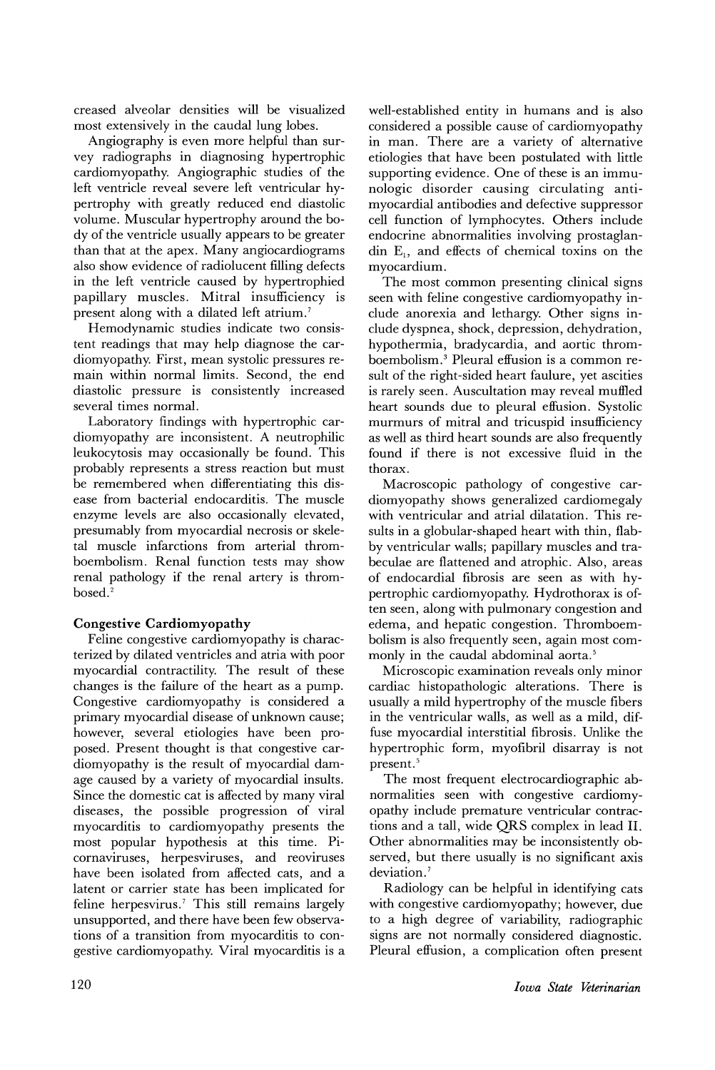creased alveolar densities will be visualized most extensively in the caudal lung lobes.

Angiography is even more helpful than survey radiographs in diagnosing hypertrophic cardiomyopathy. Angiographic studies of the left ventricle reveal severe left ventricular hypertrophy with greatly reduced end diastolic volume. Muscular hypertrophy around the body of the ventricle usually appears to be greater than that at the apex. Many angiocardiograms also show evidence of radiolucent filling defects in the left ventricle caused by hypertrophied papillary muscles. Mitral insufficiency is present along with a dilated left atrium.[7]

Hemodynamic studies indicate two consistent readings that may help diagnose the cardiomyopathy. First, mean systolic pressures remain within normal limits. Second, the end diastolic pressure is consistently increased several times normal.

Laboratory findings with hypertrophic cardiomyopathy are inconsistent. A neutrophilic leukocytosis may occasionally be found. This probably represents a stress reaction but must be remembered when differentiating this disease from bacterial endocarditis. The muscle enzyme levels are also occasionally elevated, presumably from myocardial necrosis or skeletal muscle infarctions from arterial thromboembolism. Renal function tests may show renal pathology if the renal artery is thrombosed.[2]

### Congestive Cardiomyopathy

Feline congestive cardiomyopathy is characterized by dilated ventricles and atria with poor myocardial contractility. The result of these changes is the failure of the heart as a pump. Congestive cardiomyopathy is considered a primary myocardial disease of unknown cause; however, several etiologies have been proposed. Present thought is that congestive cardiomyopathy is the result of myocardial damage caused by a variety of myocardial insults. Since the domestic cat is affected by many viral diseases, the possible progression of viral myocarditis to cardiomyopathy presents the most popular hypothesis at this time. Picornaviruses, herpesviruses, and reoviruses have been isolated from affected cats, and a latent or carrier state has been implicated for feline herpesvirus.[7] This still remains largely unsupported, and there have been few observations of a transition from myocarditis to congestive cardiomyopathy. Viral myocarditis is a well-established entity in humans and is also considered a possible cause of cardiomyopathy in man. There are a variety of alternative etiologies that have been postulated with little supporting evidence. One of these is an immunologic disorder causing circulating antimyocardial antibodies and defective suppressor cell function of lymphocytes. Others include endocrine abnormalities involving prostaglandin $E_1$, and effects of chemical toxins on the myocardium.

The most common presenting clinical signs seen with feline congestive cardiomyopathy include anorexia and lethargy. Other signs include dyspnea, shock, depression, dehydration, hypothermia, bradycardia, and aortic thromboembolism.[3] Pleural effusion is a common result of the right-sided heart faulure, yet ascities is rarely seen. Auscultation may reveal muffled heart sounds due to pleural effusion. Systolic murmurs of mitral and tricuspid insufficiency as well as third heart sounds are also frequently found if there is not excessive fluid in the thorax.

Macroscopic pathology of congestive cardiomyopathy shows generalized cardiomegaly with ventricular and atrial dilatation. This results in a globular-shaped heart with thin, flabby ventricular walls; papillary muscles and trabeculae are flattened and atrophic. Also, areas of endocardial fibrosis are seen as with hypertrophic cardiomyopathy. Hydrothorax is often seen, along with pulmonary congestion and edema, and hepatic congestion. Thromboembolism is also frequently seen, again most commonly in the caudal abdominal aorta.[5]

Microscopic examination reveals only minor cardiac histopathologic alterations. There is usually a mild hypertrophy of the muscle fibers in the ventricular walls, as well as a mild, diffuse myocardial interstitial fibrosis. Unlike the hypertrophic form, myofibril disarray is not present.[5]

The most frequent electrocardiographic abnormalities seen with congestive cardiomyopathy include premature ventricular contractions and a tall, wide QRS complex in lead II. Other abnormalities may be inconsistently observed, but there usually is no significant axis deviation.[7]

Radiology can be helpful in identifying cats with congestive cardiomyopathy; however, due to a high degree of variability, radiographic signs are not normally considered diagnostic. Pleural effusion, a complication often present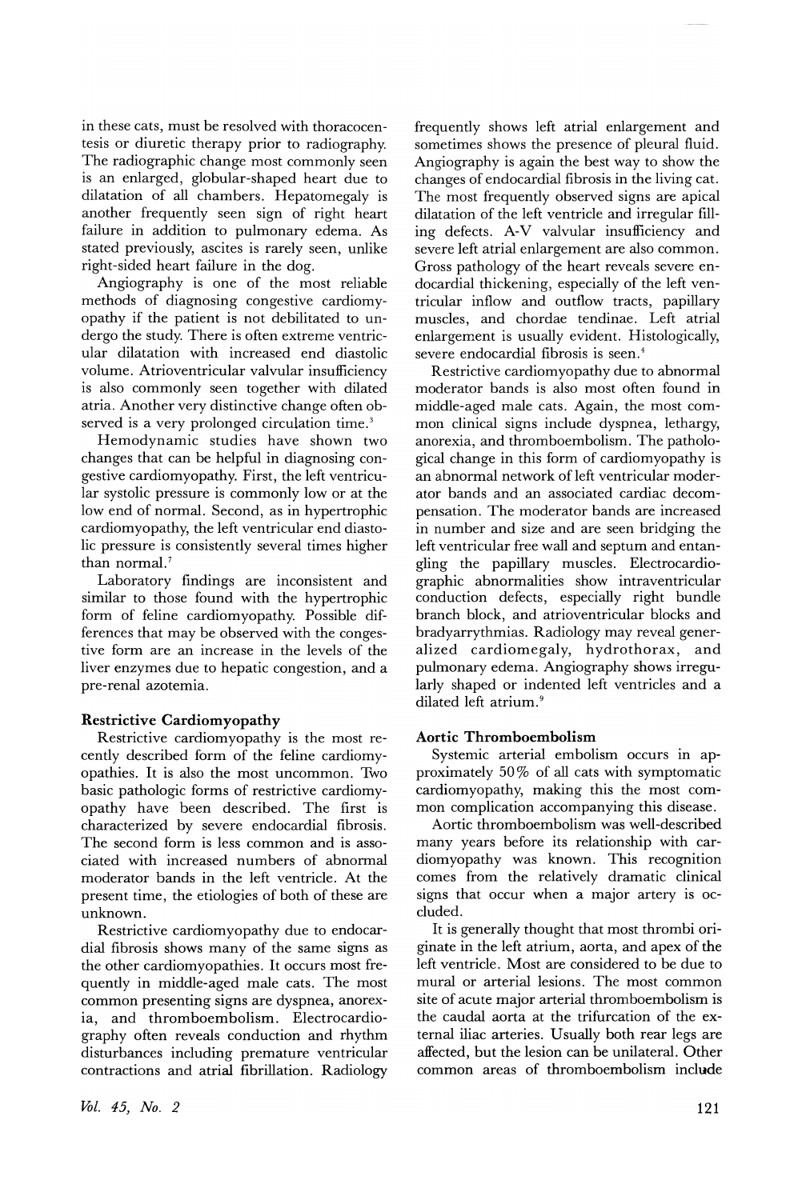in these cats, must be resolved with thoracocentesis or diuretic therapy prior to radiography. The radiographic change most commonly seen is an enlarged, globular-shaped heart due to dilatation of all chambers. Hepatomegaly is another frequently seen sign of right heart failure in addition to pulmonary edema. As stated previously, ascites is rarely seen, unlike right-sided heart failure in the dog.

Angiography is one of the most reliable methods of diagnosing congestive cardiomyopathy if the patient is not debilitated to undergo the study. There is often extreme ventricular dilatation with increased end diastolic volume. Atrioventricular valvular insufficiency is also commonly seen together with dilated atria. Another very distinctive change often observed is a very prolonged circulation time.[3]

Hemodynamic studies have shown two changes that can be helpful in diagnosing congestive cardiomyopathy. First, the left ventricular systolic pressure is commonly low or at the low end of normal. Second, as in hypertrophic cardiomyopathy, the left ventricular end diastolic pressure is consistently several times higher than normal.[7]

Laboratory findings are inconsistent and similar to those found with the hypertrophic form of feline cardiomyopathy. Possible differences that may be observed with the congestive form are an increase in the levels of the liver enzymes due to hepatic congestion, and a pre-renal azotemia.

### Restrictive Cardiomyopathy

Restrictive cardiomyopathy is the most recently described form of the feline cardiomyopathies. It is also the most uncommon. Two basic pathologic forms of restrictive cardiomyopathy have been described. The first is characterized by severe endocardial fibrosis. The second form is less common and is associated with increased numbers of abnormal moderator bands in the left ventricle. At the present time, the etiologies of both of these are unknown.

Restrictive cardiomyopathy due to endocardial fibrosis shows many of the same signs as the other cardiomyopathies. It occurs most frequently in middle-aged male cats. The most common presenting signs are dyspnea, anorexia, and thromboembolism. Electrocardiography often reveals conduction and rhythm disturbances including premature ventricular contractions and atrial fibrillation. Radiology frequently shows left atrial enlargement and sometimes shows the presence of pleural fluid. Angiography is again the best way to show the changes of endocardial fibrosis in the living cat. The most frequently observed signs are apical dilatation of the left ventricle and irregular filling defects. A-V valvular insufficiency and severe left atrial enlargement are also common. Gross pathology of the heart reveals severe endocardial thickening, especially of the left ventricular inflow and outflow tracts, papillary muscles, and chordae tendinae. Left atrial enlargement is usually evident. Histologically, severe endocardial fibrosis is seen.[4]

Restrictive cardiomyopathy due to abnormal moderator bands is also most often found in middle-aged male cats. Again, the most common clinical signs include dyspnea, lethargy, anorexia, and thromboembolism. The pathological change in this form of cardiomyopathy is an abnormal network of left ventricular moderator bands and an associated cardiac decompensation. The moderator bands are increased in number and size and are seen bridging the left ventricular free wall and septum and entangling the papillary muscles. Electrocardiographic abnormalities show intraventricular conduction defects, especially right bundle branch block, and atrioventricular blocks and bradyarrythmias. Radiology may reveal generalized cardiomegaly, hydrothorax, and pulmonary edema. Angiography shows irregularly shaped or indented left ventricles and a dilated left atrium.[9]

### Aortic Thromboembolism

Systemic arterial embolism occurs in approximately 50% of all cats with symptomatic cardiomyopathy, making this the most common complication accompanying this disease.

Aortic thromboembolism was well-described many years before its relationship with cardiomyopathy was known. This recognition comes from the relatively dramatic clinical signs that occur when a major artery is occluded.

It is generally thought that most thrombi originate in the left atrium, aorta, and apex of the left ventricle. Most are considered to be due to mural or arterial lesions. The most common site of acute major arterial thromboembolism is the caudal aorta at the trifurcation of the external iliac arteries. Usually both rear legs are affected, but the lesion can be unilateral. Other common areas of thromboembolism include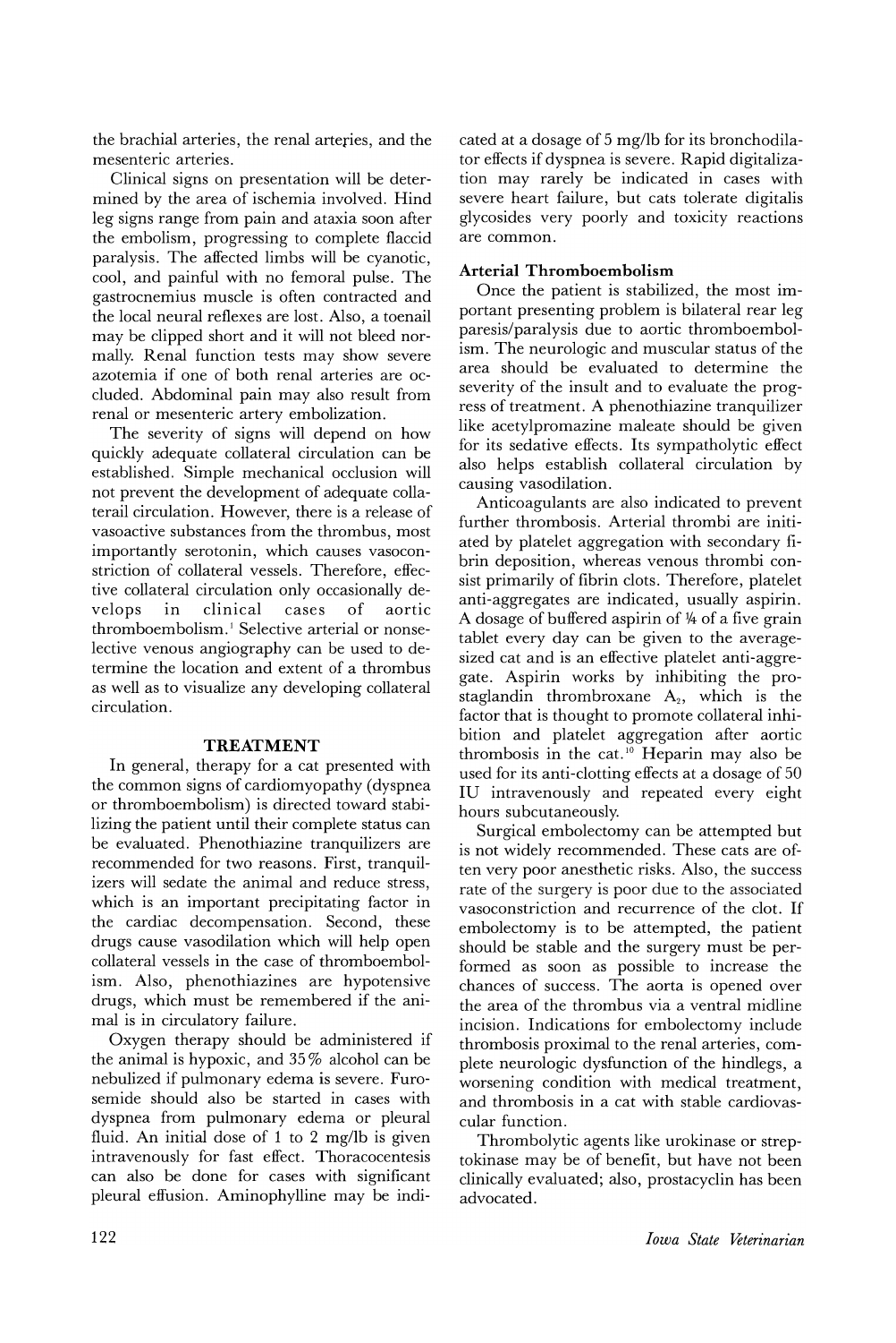the brachial arteries, the renal arteries, and the mesenteric arteries.

Clinical signs on presentation will be determined by the area of ischemia involved. Hind leg signs range from pain and ataxia soon after the embolism, progressing to complete flaccid paralysis. The affected limbs will be cyanotic, cool, and painful with no femoral pulse. The gastrocnemius muscle is often contracted and the local neural reflexes are lost. Also, a toenail may be clipped short and it will not bleed normally. Renal function tests may show severe azotemia if one of both renal arteries are occluded. Abdominal pain may also result from renal or mesenteric artery embolization.

The severity of signs will depend on how quickly adequate collateral circulation can be established. Simple mechanical occlusion will not prevent the development of adequate collaterail circulation. However, there is a release of vasoactive substances from the thrombus, most importantly serotonin, which causes vasoconstriction of collateral vessels. Therefore, effective collateral circulation only occasionally develops in clinical cases of aortic thromboembolism.[1] Selective arterial or nonselective venous angiography can be used to determine the location and extent of a thrombus as well as to visualize any developing collateral circulation.

## TREATMENT

In general, therapy for a cat presented with the common signs of cardiomyopathy (dyspnea or thromboembolism) is directed toward stabilizing the patient until their complete status can be evaluated. Phenothiazine tranquilizers are recommended for two reasons. First, tranquilizers will sedate the animal and reduce stress, which is an important precipitating factor in the cardiac decompensation. Second, these drugs cause vasodilation which will help open collateral vessels in the case of thromboembolism. Also, phenothiazines are hypotensive drugs, which must be remembered if the animal is in circulatory failure.

Oxygen therapy should be administered if the animal is hypoxic, and 35% alcohol can be nebulized if pulmonary edema is severe. Furosemide should also be started in cases with dyspnea from pulmonary edema or pleural fluid. An initial dose of 1 to 2 mg/lb is given intravenously for fast effect. Thoracocentesis can also be done for cases with significant pleural effusion. Aminophylline may be indicated at a dosage of 5 mg/lb for its bronchodilator effects if dyspnea is severe. Rapid digitalization may rarely be indicated in cases with severe heart failure, but cats tolerate digitalis glycosides very poorly and toxicity reactions are common.

### Arterial Thromboembolism

Once the patient is stabilized, the most important presenting problem is bilateral rear leg paresis/paralysis due to aortic thromboembolism. The neurologic and muscular status of the area should be evaluated to determine the severity of the insult and to evaluate the progress of treatment. A phenothiazine tranquilizer like acetylpromazine maleate should be given for its sedative effects. Its sympatholytic effect also helps establish collateral circulation by causing vasodilation.

Anticoagulants are also indicated to prevent further thrombosis. Arterial thrombi are initiated by platelet aggregation with secondary fibrin deposition, whereas venous thrombi consist primarily of fibrin clots. Therefore, platelet anti-aggregates are indicated, usually aspirin. A dosage of buffered aspirin of ¼ of a five grain tablet every day can be given to the average-sized cat and is an effective platelet anti-aggregate. Aspirin works by inhibiting the prostaglandin thrombroxane $A_2$, which is the factor that is thought to promote collateral inhibition and platelet aggregation after aortic thrombosis in the cat.[10] Heparin may also be used for its anti-clotting effects at a dosage of 50 IU intravenously and repeated every eight hours subcutaneously.

Surgical embolectomy can be attempted but is not widely recommended. These cats are often very poor anesthetic risks. Also, the success rate of the surgery is poor due to the associated vasoconstriction and recurrence of the clot. If embolectomy is to be attempted, the patient should be stable and the surgery must be performed as soon as possible to increase the chances of success. The aorta is opened over the area of the thrombus via a ventral midline incision. Indications for embolectomy include thrombosis proximal to the renal arteries, complete neurologic dysfunction of the hindlegs, a worsening condition with medical treatment, and thrombosis in a cat with stable cardiovascular function.

Thrombolytic agents like urokinase or streptokinase may be of benefit, but have not been clinically evaluated; also, prostacyclin has been advocated.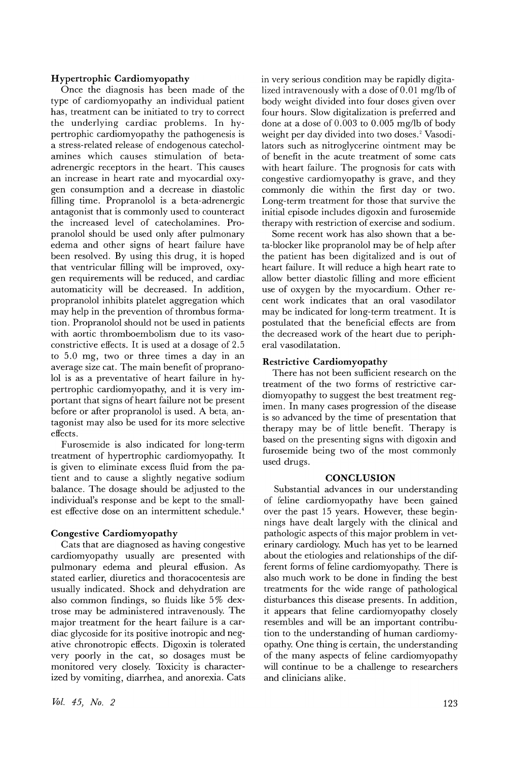### Hypertrophic Cardiomyopathy

Once the diagnosis has been made of the type of cardiomyopathy an individual patient has, treatment can be initiated to try to correct the underlying cardiac problems. In hypertrophic cardiomyopathy the pathogenesis is a stress-related release of endogenous catecholamines which causes stimulation of beta-adrenergic receptors in the heart. This causes an increase in heart rate and myocardial oxygen consumption and a decrease in diastolic filling time. Propranolol is a beta-adrenergic antagonist that is commonly used to counteract the increased level of catecholamines. Propranolol should be used only after pulmonary edema and other signs of heart failure have been resolved. By using this drug, it is hoped that ventricular filling will be improved, oxygen requirements will be reduced, and cardiac automaticity will be decreased. In addition, propranolol inhibits platelet aggregation which may help in the prevention of thrombus formation. Propranolol should not be used in patients with aortic thromboembolism due to its vasoconstrictive effects. It is used at a dosage of 2.5 to 5.0 mg, two or three times a day in an average size cat. The main benefit of propranolol is as a preventative of heart failure in hypertrophic cardiomyopathy, and it is very important that signs of heart failure not be present before or after propranolol is used. A $beta_1$ antagonist may also be used for its more selective effects.

Furosemide is also indicated for long-term treatment of hypertrophic cardiomyopathy. It is given to eliminate excess fluid from the patient and to cause a slightly negative sodium balance. The dosage should be adjusted to the individual's response and be kept to the smallest effective dose on an intermittent schedule.[4]

### Congestive Cardiomyopathy

Cats that are diagnosed as having congestive cardiomyopathy usually are presented with pulmonary edema and pleural effusion. As stated earlier, diuretics and thoracocentesis are usually indicated. Shock and dehydration are also common findings, so fluids like 5% dextrose may be administered intravenously. The major treatment for the heart failure is a cardiac glycoside for its positive inotropic and negative chronotropic effects. Digoxin is tolerated very poorly in the cat, so dosages must be monitored very closely. Toxicity is characterized by vomiting, diarrhea, and anorexia. Cats in very serious condition may be rapidly digitalized intravenously with a dose of 0.01 mg/lb of body weight divided into four doses given over four hours. Slow digitalization is preferred and done at a dose of 0.003 to 0.005 mg/lb of body weight per day divided into two doses.[2] Vasodilators such as nitroglycerine ointment may be of benefit in the acute treatment of some cats with heart failure. The prognosis for cats with congestive cardiomyopathy is grave, and they commonly die within the first day or two. Long-term treatment for those that survive the initial episode includes digoxin and furosemide therapy with restriction of exercise and sodium.

Some recent work has also shown that a beta-blocker like propranolol may be of help after the patient has been digitalized and is out of heart failure. It will reduce a high heart rate to allow better diastolic filling and more efficient use of oxygen by the myocardium. Other recent work indicates that an oral vasodilator may be indicated for long-term treatment. It is postulated that the beneficial effects are from the decreased work of the heart due to peripheral vasodilatation.

### Restrictive Cardiomyopathy

There has not been sufficient research on the treatment of the two forms of restrictive cardiomyopathy to suggest the best treatment regimen. In many cases progression of the disease is so advanced by the time of presentation that therapy may be of little benefit. Therapy is based on the presenting signs with digoxin and furosemide being two of the most commonly used drugs.

## CONCLUSION

Substantial advances in our understanding of feline cardiomyopathy have been gained over the past 15 years. However, these beginnings have dealt largely with the clinical and pathologic aspects of this major problem in veterinary cardiology. Much has yet to be learned about the etiologies and relationships of the different forms of feline cardiomyopathy. There is also much work to be done in finding the best treatments for the wide range of pathological disturbances this disease presents. In addition, it appears that feline cardiomyopathy closely resembles and will be an important contribution to the understanding of human cardiomyopathy. One thing is certain, the understanding of the many aspects of feline cardiomyopathy will continue to be a challenge to researchers and clinicians alike.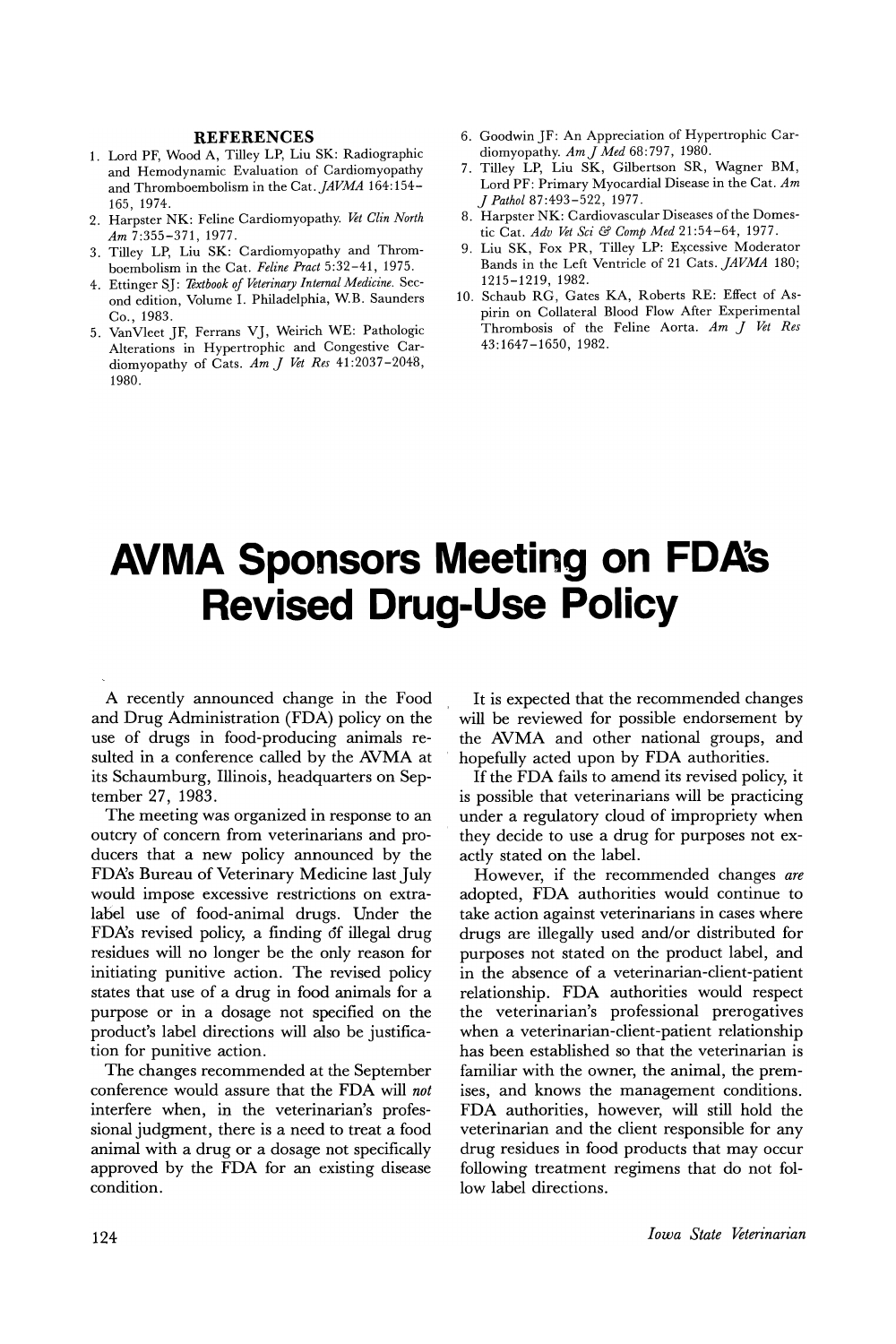## REFERENCES

1. Lord PF, Wood A, Tilley LP, Liu SK: Radiographic and Hemodynamic Evaluation of Cardiomyopathy and Thromboembolism in the Cat. *JAVMA* 164:154-165, 1974.
2. Harpster NK: Feline Cardiomyopathy. *Vet Clin North Am* 7:355-371, 1977.
3. Tilley LP, Liu SK: Cardiomyopathy and Thromboembolism in the Cat. *Feline Pract* 5:32-41, 1975.
4. Ettinger SJ: *Textbook of Veterinary Internal Medicine.* Second edition, Volume I. Philadelphia, W.B. Saunders Co., 1983.
5. VanVleet JF, Ferrans VJ, Weirich WE: Pathologic Alterations in Hypertrophic and Congestive Cardiomyopathy of Cats. *Am J Vet Res* 41:2037-2048, 1980.
6. Goodwin JF: An Appreciation of Hypertrophic Cardiomyopathy. *Am J Med* 68:797, 1980.
7. Tilley LP, Liu SK, Gilbertson SR, Wagner BM, Lord PF: Primary Myocardial Disease in the Cat. *Am J Pathol* 87:493-522, 1977.
8. Harpster NK: Cardiovascular Diseases of the Domestic Cat. *Adv Vet Sci & Comp Med* 21:54-64, 1977.
9. Liu SK, Fox PR, Tilley LP: Excessive Moderator Bands in the Left Ventricle of 21 Cats. *JAVMA* 180; 1215-1219, 1982.
10. Schaub RG, Gates KA, Roberts RE: Effect of Aspirin on Collateral Blood Flow After Experimental Thrombosis of the Feline Aorta. *Am J Vet Res* 43:1647-1650, 1982.

# AVMA Sponsors Meeting on FDA's Revised Drug-Use Policy

A recently announced change in the Food and Drug Administration (FDA) policy on the use of drugs in food-producing animals resulted in a conference called by the AVMA at its Schaumburg, Illinois, headquarters on September 27, 1983.

The meeting was organized in response to an outcry of concern from veterinarians and producers that a new policy announced by the FDA's Bureau of Veterinary Medicine last July would impose excessive restrictions on extra-label use of food-animal drugs. Under the FDA's revised policy, a finding of illegal drug residues will no longer be the only reason for initiating punitive action. The revised policy states that use of a drug in food animals for a purpose or in a dosage not specified on the product's label directions will also be justification for punitive action.

The changes recommended at the September conference would assure that the FDA will *not* interfere when, in the veterinarian's professional judgment, there is a need to treat a food animal with a drug or a dosage not specifically approved by the FDA for an existing disease condition.

It is expected that the recommended changes will be reviewed for possible endorsement by the AVMA and other national groups, and hopefully acted upon by FDA authorities.

If the FDA fails to amend its revised policy, it is possible that veterinarians will be practicing under a regulatory cloud of impropriety when they decide to use a drug for purposes not exactly stated on the label.

However, if the recommended changes *are* adopted, FDA authorities would continue to take action against veterinarians in cases where drugs are illegally used and/or distributed for purposes not stated on the product label, and in the absence of a veterinarian-client-patient relationship. FDA authorities would respect the veterinarian's professional prerogatives when a veterinarian-client-patient relationship has been established so that the veterinarian is familiar with the owner, the animal, the premises, and knows the management conditions. FDA authorities, however, will still hold the veterinarian and the client responsible for any drug residues in food products that may occur following treatment regimens that do not follow label directions.